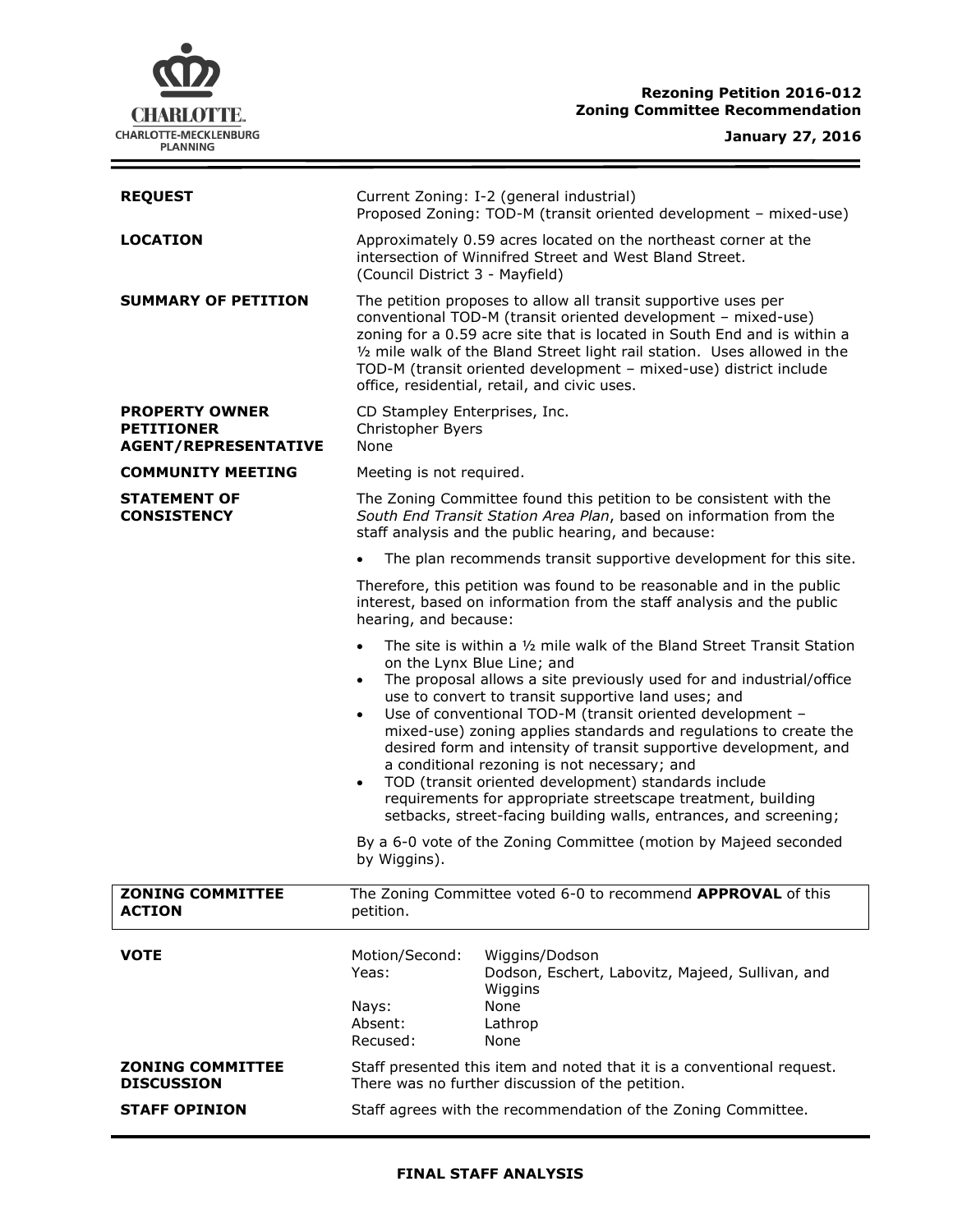**Rezoning Petition 2016-012**
**Zoning Committee Recommendation**

**January 27, 2016**

| | |
|---|---|
| **REQUEST** | Current Zoning: I-2 (general industrial)<br>Proposed Zoning: TOD-M (transit oriented development – mixed-use) |
| **LOCATION** | Approximately 0.59 acres located on the northeast corner at the intersection of Winnifred Street and West Bland Street.<br>(Council District 3 - Mayfield) |
| **SUMMARY OF PETITION** | The petition proposes to allow all transit supportive uses per conventional TOD-M (transit oriented development – mixed-use) zoning for a 0.59 acre site that is located in South End and is within a ½ mile walk of the Bland Street light rail station. Uses allowed in the TOD-M (transit oriented development – mixed-use) district include office, residential, retail, and civic uses. |
| **PROPERTY OWNER**<br>**PETITIONER**<br>**AGENT/REPRESENTATIVE** | CD Stampley Enterprises, Inc.<br>Christopher Byers<br>None |
| **COMMUNITY MEETING** | Meeting is not required. |
| **STATEMENT OF CONSISTENCY** | The Zoning Committee found this petition to be consistent with the *South End Transit Station Area Plan*, based on information from the staff analysis and the public hearing, and because:<br>• The plan recommends transit supportive development for this site.<br><br>Therefore, this petition was found to be reasonable and in the public interest, based on information from the staff analysis and the public hearing, and because:<br>• The site is within a ½ mile walk of the Bland Street Transit Station on the Lynx Blue Line; and<br>• The proposal allows a site previously used for and industrial/office use to convert to transit supportive land uses; and<br>• Use of conventional TOD-M (transit oriented development – mixed-use) zoning applies standards and regulations to create the desired form and intensity of transit supportive development, and a conditional rezoning is not necessary; and<br>• TOD (transit oriented development) standards include requirements for appropriate streetscape treatment, building setbacks, street-facing building walls, entrances, and screening;<br><br>By a 6-0 vote of the Zoning Committee (motion by Majeed seconded by Wiggins). |
| **ZONING COMMITTEE ACTION** | The Zoning Committee voted 6-0 to recommend **APPROVAL** of this petition. |
| **VOTE** | Motion/Second: Wiggins/Dodson<br>Yeas: Dodson, Eschert, Labovitz, Majeed, Sullivan, and Wiggins<br>Nays: None<br>Absent: Lathrop<br>Recused: None |
| **ZONING COMMITTEE DISCUSSION** | Staff presented this item and noted that it is a conventional request. There was no further discussion of the petition. |
| **STAFF OPINION** | Staff agrees with the recommendation of the Zoning Committee. |

**FINAL STAFF ANALYSIS**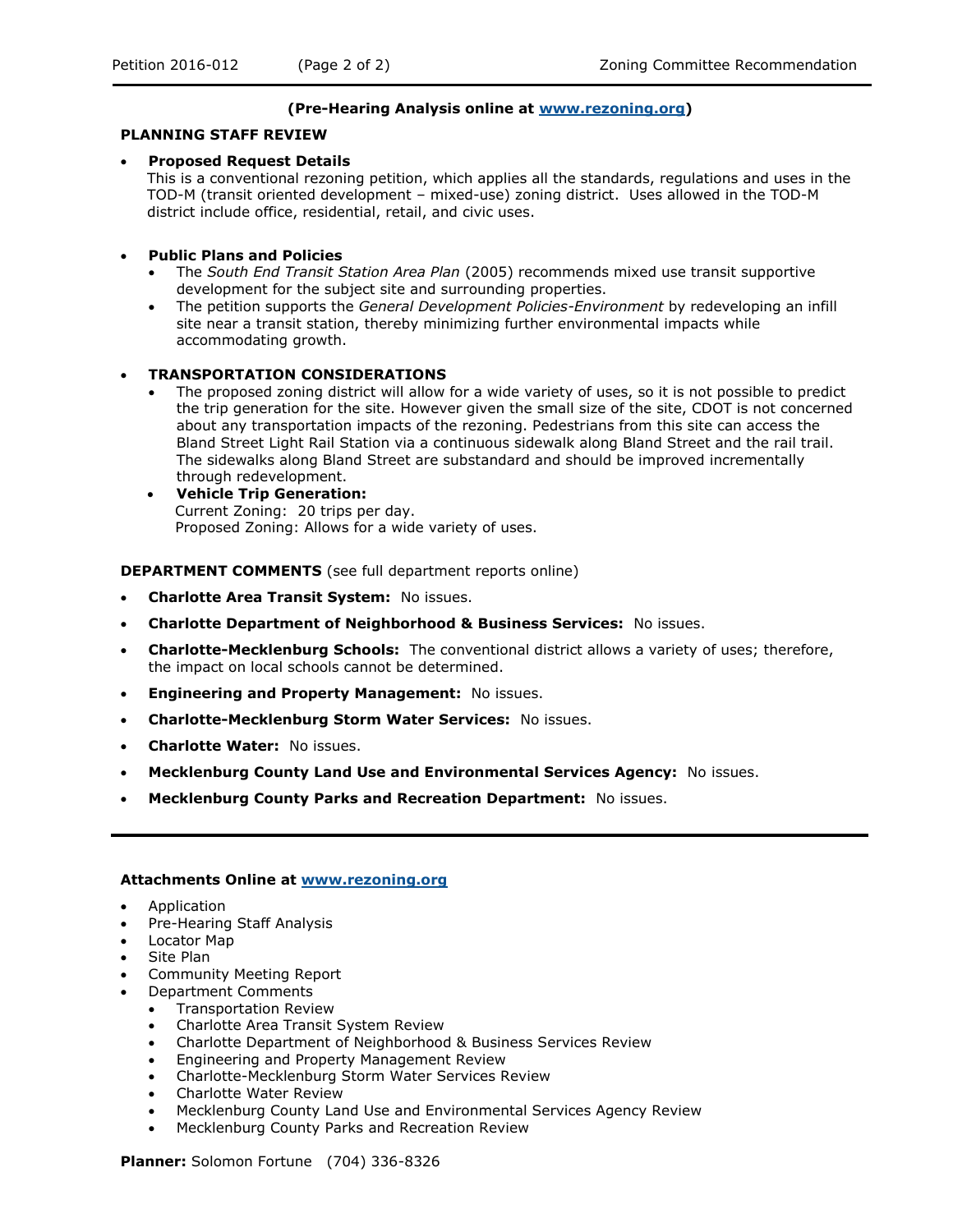**(Pre-Hearing Analysis online at [www.rezoning.org](www.rezoning.org))**

**PLANNING STAFF REVIEW**

- **Proposed Request Details**
  This is a conventional rezoning petition, which applies all the standards, regulations and uses in the TOD-M (transit oriented development – mixed-use) zoning district. Uses allowed in the TOD-M district include office, residential, retail, and civic uses.

- **Public Plans and Policies**
  - The *South End Transit Station Area Plan* (2005) recommends mixed use transit supportive development for the subject site and surrounding properties.
  - The petition supports the *General Development Policies-Environment* by redeveloping an infill site near a transit station, thereby minimizing further environmental impacts while accommodating growth.

- **TRANSPORTATION CONSIDERATIONS**
  - The proposed zoning district will allow for a wide variety of uses, so it is not possible to predict the trip generation for the site. However given the small size of the site, CDOT is not concerned about any transportation impacts of the rezoning. Pedestrians from this site can access the Bland Street Light Rail Station via a continuous sidewalk along Bland Street and the rail trail. The sidewalks along Bland Street are substandard and should be improved incrementally through redevelopment.
  - **Vehicle Trip Generation:**
    Current Zoning: 20 trips per day.
    Proposed Zoning: Allows for a wide variety of uses.

**DEPARTMENT COMMENTS** (see full department reports online)

- **Charlotte Area Transit System:** No issues.
- **Charlotte Department of Neighborhood & Business Services:** No issues.
- **Charlotte-Mecklenburg Schools:** The conventional district allows a variety of uses; therefore, the impact on local schools cannot be determined.
- **Engineering and Property Management:** No issues.
- **Charlotte-Mecklenburg Storm Water Services:** No issues.
- **Charlotte Water:** No issues.
- **Mecklenburg County Land Use and Environmental Services Agency:** No issues.
- **Mecklenburg County Parks and Recreation Department:** No issues.

---

**Attachments Online at [www.rezoning.org](www.rezoning.org)**

- Application
- Pre-Hearing Staff Analysis
- Locator Map
- Site Plan
- Community Meeting Report
- Department Comments
  - Transportation Review
  - Charlotte Area Transit System Review
  - Charlotte Department of Neighborhood & Business Services Review
  - Engineering and Property Management Review
  - Charlotte-Mecklenburg Storm Water Services Review
  - Charlotte Water Review
  - Mecklenburg County Land Use and Environmental Services Agency Review
  - Mecklenburg County Parks and Recreation Review

**Planner:** Solomon Fortune (704) 336-8326